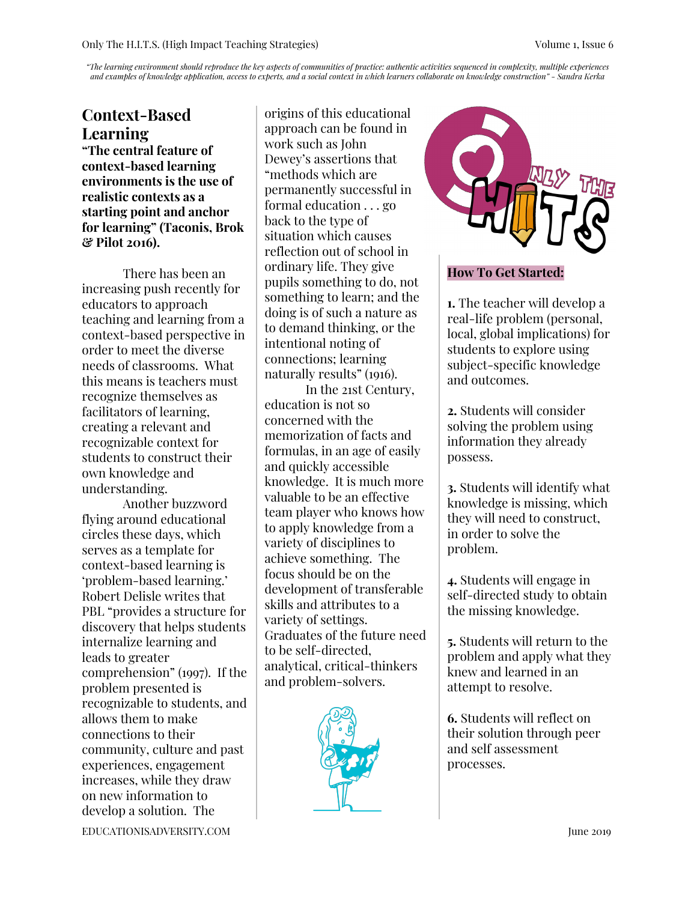*"The learning environment should reproduce the key aspects of communities of practice: authentic activities sequenced in complexity, multiple experiences and examples of knowledge application, access to experts, and a social context in which learners collaborate on knowledge construction" - Sandra Kerka*

# Context-Based Learning

**"The central feature of context-based learning environments is the use of realistic contexts as a starting point and anchor for learning" (Taconis, Brok & Pilot 2016).**

There has been an increasing push recently for educators to approach teaching and learning from a context-based perspective in order to meet the diverse needs of classrooms. What this means is teachers must recognize themselves as facilitators of learning, creating a relevant and recognizable context for students to construct their own knowledge and understanding.

Another buzzword flying around educational circles these days, which serves as a template for context-based learning is 'problem-based learning.' Robert Delisle writes that PBL "provides a structure for discovery that helps students internalize learning and leads to greater comprehension" (1997). If the problem presented is recognizable to students, and allows them to make connections to their community, culture and past experiences, engagement increases, while they draw on new information to develop a solution. The origins of this educational approach can be found in work such as John Dewey's assertions that "methods which are permanently successful in formal education . . . go back to the type of situation which causes reflection out of school in ordinary life. They give pupils something to do, not something to learn; and the doing is of such a nature as to demand thinking, or the intentional noting of connections; learning naturally results" (1916).

In the 21st Century, education is not so concerned with the memorization of facts and formulas, in an age of easily and quickly accessible knowledge. It is much more valuable to be an effective team player who knows how to apply knowledge from a variety of disciplines to achieve something. The focus should be on the development of transferable skills and attributes to a variety of settings. Graduates of the future need to be self-directed, analytical, critical-thinkers and problem-solvers.

## How To Get Started:

**1.** The teacher will develop a real-life problem (personal, local, global implications) for students to explore using subject-specific knowledge and outcomes.

**2.** Students will consider solving the problem using information they already possess.

**3.** Students will identify what knowledge is missing, which they will need to construct, in order to solve the problem.

**4.** Students will engage in self-directed study to obtain the missing knowledge.

**5.** Students will return to the problem and apply what they knew and learned in an attempt to resolve.

**6.** Students will reflect on their solution through peer and self assessment processes.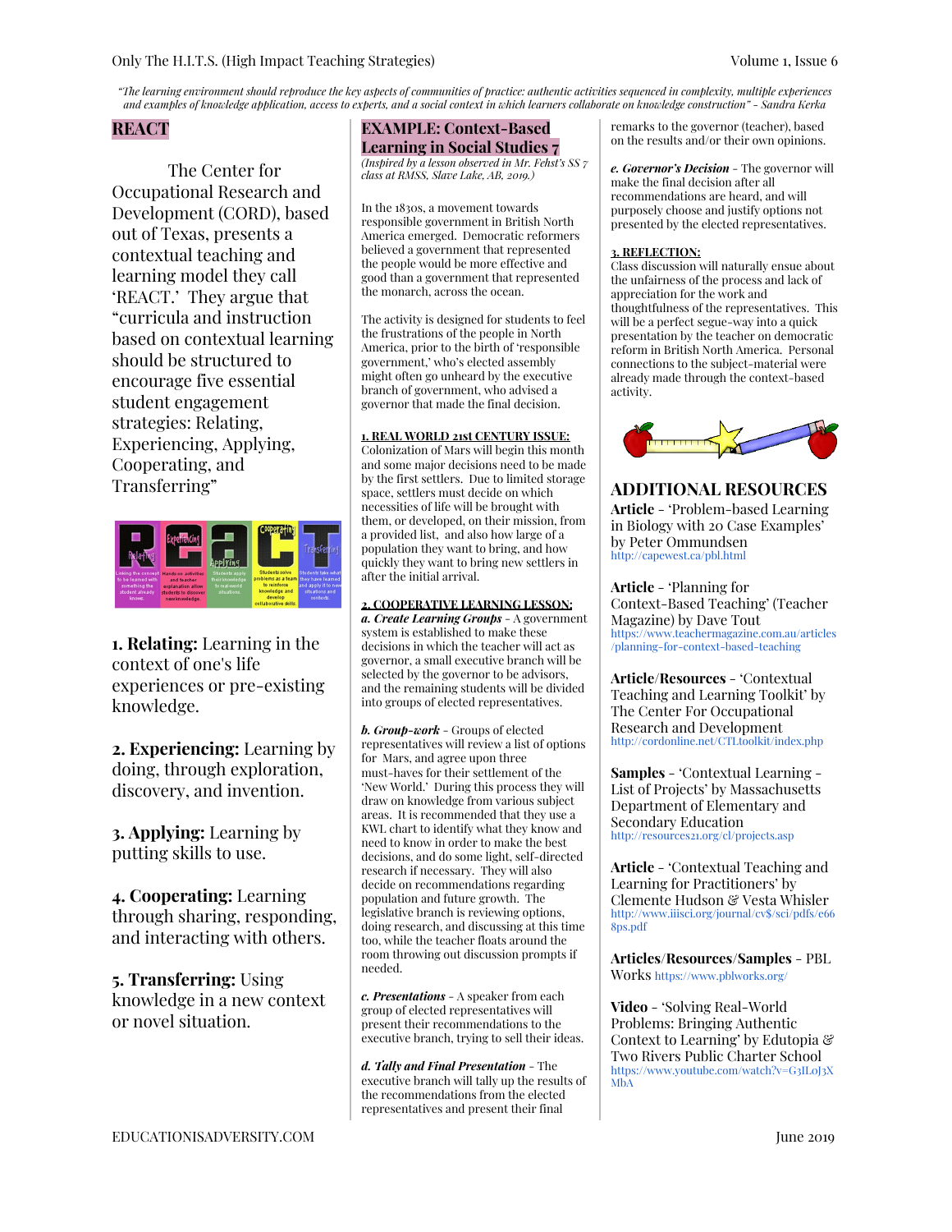*"The learning environment should reproduce the key aspects of communities of practice: authentic activities sequenced in complexity, multiple experiences and examples of knowledge application, access to experts, and a social context in which learners collaborate on knowledge construction" - Sandra Kerka*

## REACT

The Center for Occupational Research and Development (CORD), based out of Texas, presents a contextual teaching and learning model they call 'REACT.' They argue that "curricula and instruction based on contextual learning should be structured to encourage five essential student engagement strategies: Relating, Experiencing, Applying, Cooperating, and Transferring"

**1. Relating:** Learning in the context of one's life experiences or pre-existing knowledge.

**2. Experiencing:** Learning by doing, through exploration, discovery, and invention.

**3. Applying:** Learning by putting skills to use.

**4. Cooperating:** Learning through sharing, responding, and interacting with others.

**5. Transferring:** Using knowledge in a new context or novel situation.

## EXAMPLE: Context-Based Learning in Social Studies 7

*(Inspired by a lesson observed in Mr. Fehst's SS 7 class at RMSS, Slave Lake, AB, 2019.)*

In the 1830s, a movement towards responsible government in British North America emerged. Democratic reformers believed a government that represented the people would be more effective and good than a government that represented the monarch, across the ocean.

The activity is designed for students to feel the frustrations of the people in North America, prior to the birth of 'responsible government,' who's elected assembly might often go unheard by the executive branch of government, who advised a governor that made the final decision.

**1. REAL WORLD 21st CENTURY ISSUE:**
Colonization of Mars will begin this month and some major decisions need to be made by the first settlers. Due to limited storage space, settlers must decide on which necessities of life will be brought with them, or developed, on their mission, from a provided list, and also how large of a population they want to bring, and how quickly they want to bring new settlers in after the initial arrival.

**2. COOPERATIVE LEARNING LESSON:**
***a. Create Learning Groups*** - A government system is established to make these decisions in which the teacher will act as governor, a small executive branch will be selected by the governor to be advisors, and the remaining students will be divided into groups of elected representatives.

***b. Group-work*** - Groups of elected representatives will review a list of options for Mars, and agree upon three must-haves for their settlement of the 'New World.' During this process they will draw on knowledge from various subject areas. It is recommended that they use a KWL chart to identify what they know and need to know in order to make the best decisions, and do some light, self-directed research if necessary. They will also decide on recommendations regarding population and future growth. The legislative branch is reviewing options, doing research, and discussing at this time too, while the teacher floats around the room throwing out discussion prompts if needed.

***c. Presentations*** - A speaker from each group of elected representatives will present their recommendations to the executive branch, trying to sell their ideas.

***d. Tally and Final Presentation*** - The executive branch will tally up the results of the recommendations from the elected representatives and present their final remarks to the governor (teacher), based on the results and/or their own opinions.

***e. Governor's Decision*** - The governor will make the final decision after all recommendations are heard, and will purposely choose and justify options not presented by the elected representatives.

**3. REFLECTION:**
Class discussion will naturally ensue about the unfairness of the process and lack of appreciation for the work and thoughtfulness of the representatives. This will be a perfect segue-way into a quick presentation by the teacher on democratic reform in British North America. Personal connections to the subject-material were already made through the context-based activity.

## ADDITIONAL RESOURCES

**Article** - 'Problem-based Learning in Biology with 20 Case Examples' by Peter Ommundsen
http://capewest.ca/pbl.html

**Article** - 'Planning for Context-Based Teaching' (Teacher Magazine) by Dave Tout
https://www.teachermagazine.com.au/articles/planning-for-context-based-teaching

**Article/Resources** - 'Contextual Teaching and Learning Toolkit' by The Center For Occupational Research and Development
http://cordonline.net/CTLtoolkit/index.php

**Samples** - 'Contextual Learning - List of Projects' by Massachusetts Department of Elementary and Secondary Education
http://resources21.org/cl/projects.asp

**Article** - 'Contextual Teaching and Learning for Practitioners' by Clemente Hudson & Vesta Whisler
http://www.iiisci.org/journal/cv$/sci/pdfs/e668ps.pdf

**Articles/Resources/Samples** - PBL Works https://www.pblworks.org/

**Video** - 'Solving Real-World Problems: Bringing Authentic Context to Learning' by Edutopia & Two Rivers Public Charter School
https://www.youtube.com/watch?v=G3lLoJ3XMbA